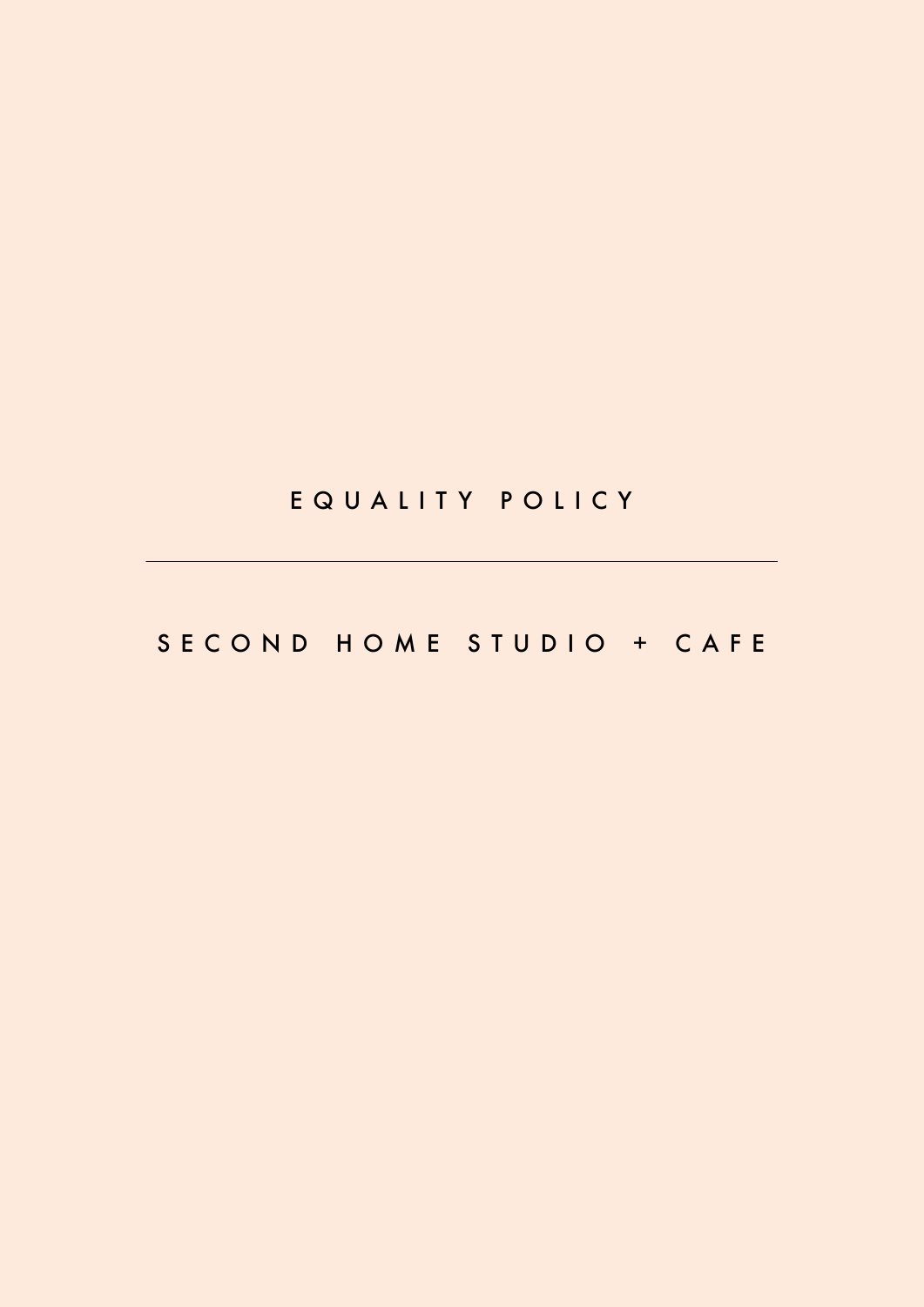# EQUALITY POLICY

---

## SECOND HOME STUDIO + CAFE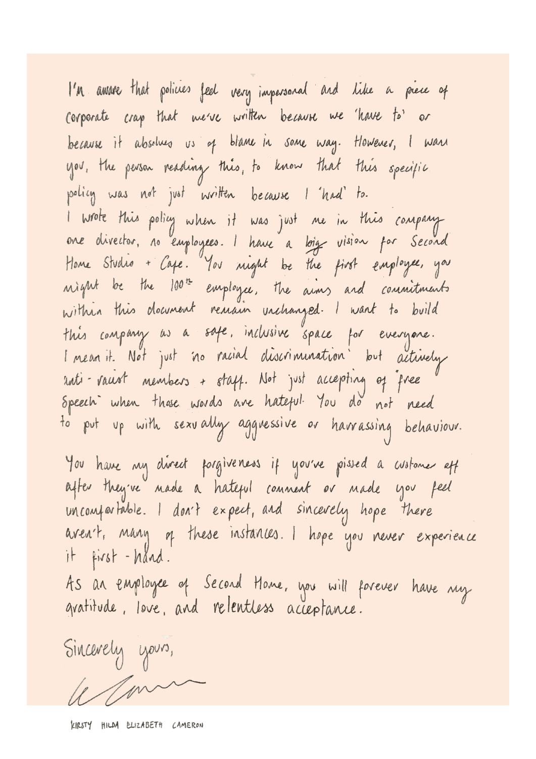I'm aware that policies feel very impersonal and like a piece of corporate crap that we've written because we 'have to' or because it absolves us of blame in some way. However, I want you, the person reading this, to know that this specific policy was not just written because I 'had' to.

I wrote this policy when it was just me in this company one director, no employees. I have a big vision for Second Home Studio + Cafe. You might be the first employee, you might be the 100th employee, the aims and commitments within this document remain unchanged. I want to build this company as a safe, inclusive space for everyone. I mean it. Not just 'no racial discrimination' but actively anti-racist members + staff. Not just accepting of 'free speech' when those words are hateful. You do not need to put up with sexually aggressive or harrassing behaviour.

You have my direct forgiveness if you've pissed a customer off after they've made a hateful comment or made you feel uncomfortable. I don't expect, and sincerely hope there aren't, many of these instances. I hope you never experience it first-hand.

As an employee of Second Home, you will forever have my gratitude, love, and relentless acceptance.

Sincerely yours,

KIRSTY HILDA ELIZABETH CAMERON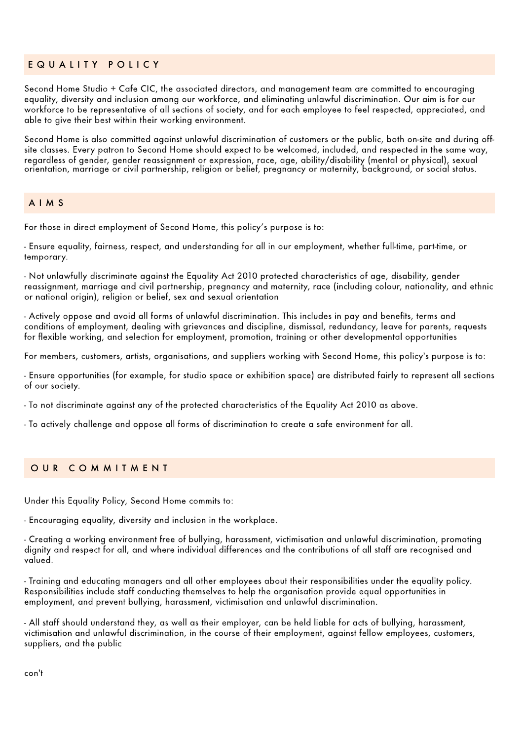## EQUALITY POLICY

Second Home Studio + Cafe CIC, the associated directors, and management team are committed to encouraging equality, diversity and inclusion among our workforce, and eliminating unlawful discrimination. Our aim is for our workforce to be representative of all sections of society, and for each employee to feel respected, appreciated, and able to give their best within their working environment.

Second Home is also committed against unlawful discrimination of customers or the public, both on-site and during off-site classes. Every patron to Second Home should expect to be welcomed, included, and respected in the same way, regardless of gender, gender reassignment or expression, race, age, ability/disability (mental or physical), sexual orientation, marriage or civil partnership, religion or belief, pregnancy or maternity, background, or social status.

## AIMS

For those in direct employment of Second Home, this policy's purpose is to:

- Ensure equality, fairness, respect, and understanding for all in our employment, whether full-time, part-time, or temporary.

- Not unlawfully discriminate against the Equality Act 2010 protected characteristics of age, disability, gender reassignment, marriage and civil partnership, pregnancy and maternity, race (including colour, nationality, and ethnic or national origin), religion or belief, sex and sexual orientation

- Actively oppose and avoid all forms of unlawful discrimination. This includes in pay and benefits, terms and conditions of employment, dealing with grievances and discipline, dismissal, redundancy, leave for parents, requests for flexible working, and selection for employment, promotion, training or other developmental opportunities

For members, customers, artists, organisations, and suppliers working with Second Home, this policy's purpose is to:

- Ensure opportunities (for example, for studio space or exhibition space) are distributed fairly to represent all sections of our society.

- To not discriminate against any of the protected characteristics of the Equality Act 2010 as above.

- To actively challenge and oppose all forms of discrimination to create a safe environment for all.

## OUR COMMITMENT

Under this Equality Policy, Second Home commits to:

- Encouraging equality, diversity and inclusion in the workplace.

- Creating a working environment free of bullying, harassment, victimisation and unlawful discrimination, promoting dignity and respect for all, and where individual differences and the contributions of all staff are recognised and valued.

- Training and educating managers and all other employees about their responsibilities under the equality policy. Responsibilities include staff conducting themselves to help the organisation provide equal opportunities in employment, and prevent bullying, harassment, victimisation and unlawful discrimination.

- All staff should understand they, as well as their employer, can be held liable for acts of bullying, harassment, victimisation and unlawful discrimination, in the course of their employment, against fellow employees, customers, suppliers, and the public

con't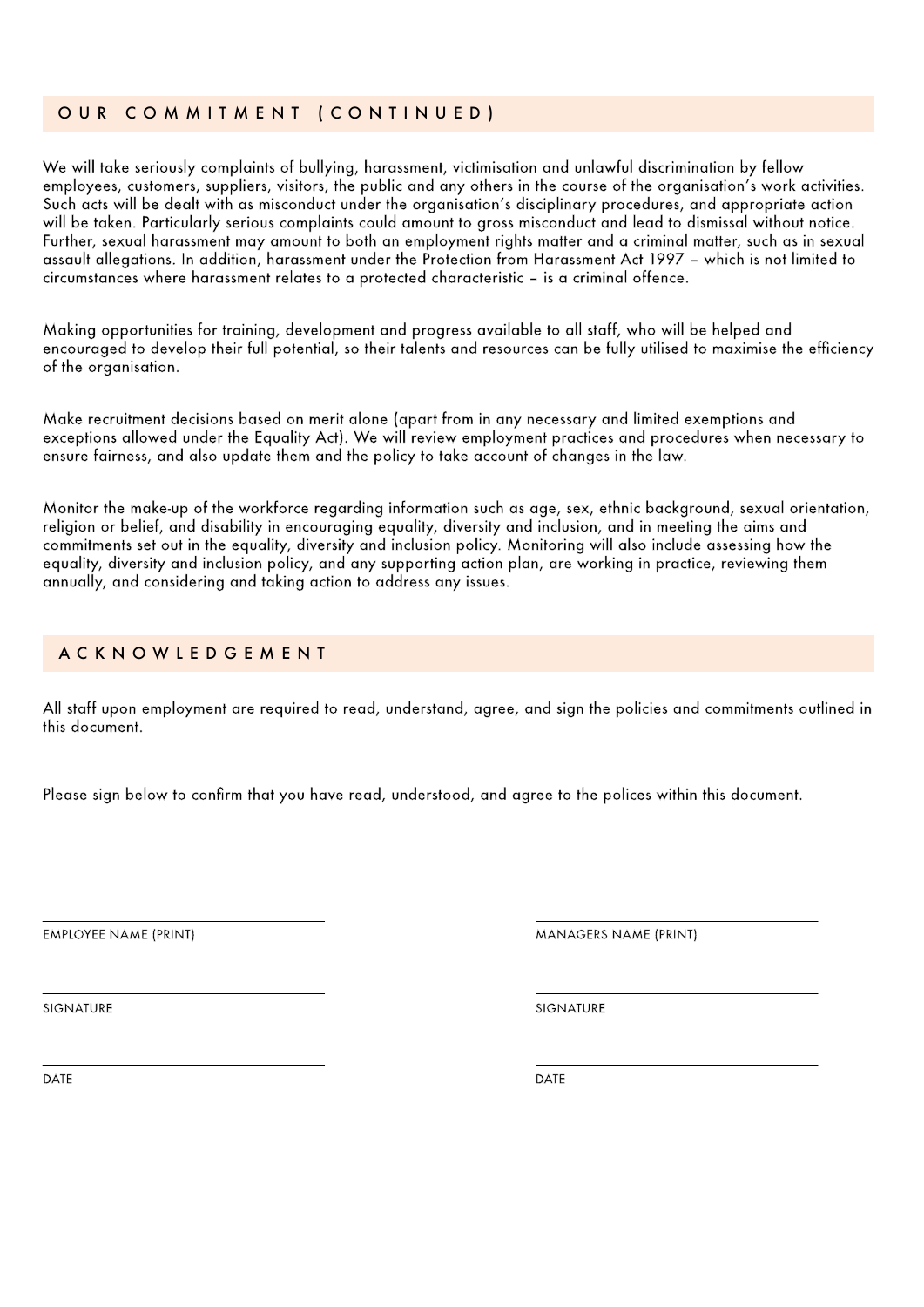## OUR COMMITMENT (CONTINUED)

We will take seriously complaints of bullying, harassment, victimisation and unlawful discrimination by fellow employees, customers, suppliers, visitors, the public and any others in the course of the organisation's work activities. Such acts will be dealt with as misconduct under the organisation's disciplinary procedures, and appropriate action will be taken. Particularly serious complaints could amount to gross misconduct and lead to dismissal without notice. Further, sexual harassment may amount to both an employment rights matter and a criminal matter, such as in sexual assault allegations. In addition, harassment under the Protection from Harassment Act 1997 – which is not limited to circumstances where harassment relates to a protected characteristic – is a criminal offence.

Making opportunities for training, development and progress available to all staff, who will be helped and encouraged to develop their full potential, so their talents and resources can be fully utilised to maximise the efficiency of the organisation.

Make recruitment decisions based on merit alone (apart from in any necessary and limited exemptions and exceptions allowed under the Equality Act). We will review employment practices and procedures when necessary to ensure fairness, and also update them and the policy to take account of changes in the law.

Monitor the make-up of the workforce regarding information such as age, sex, ethnic background, sexual orientation, religion or belief, and disability in encouraging equality, diversity and inclusion, and in meeting the aims and commitments set out in the equality, diversity and inclusion policy. Monitoring will also include assessing how the equality, diversity and inclusion policy, and any supporting action plan, are working in practice, reviewing them annually, and considering and taking action to address any issues.

## ACKNOWLEDGEMENT

All staff upon employment are required to read, understand, agree, and sign the policies and commitments outlined in this document.

Please sign below to confirm that you have read, understood, and agree to the polices within this document.

EMPLOYEE NAME (PRINT)

SIGNATURE

DATE

MANAGERS NAME (PRINT)

SIGNATURE

DATE